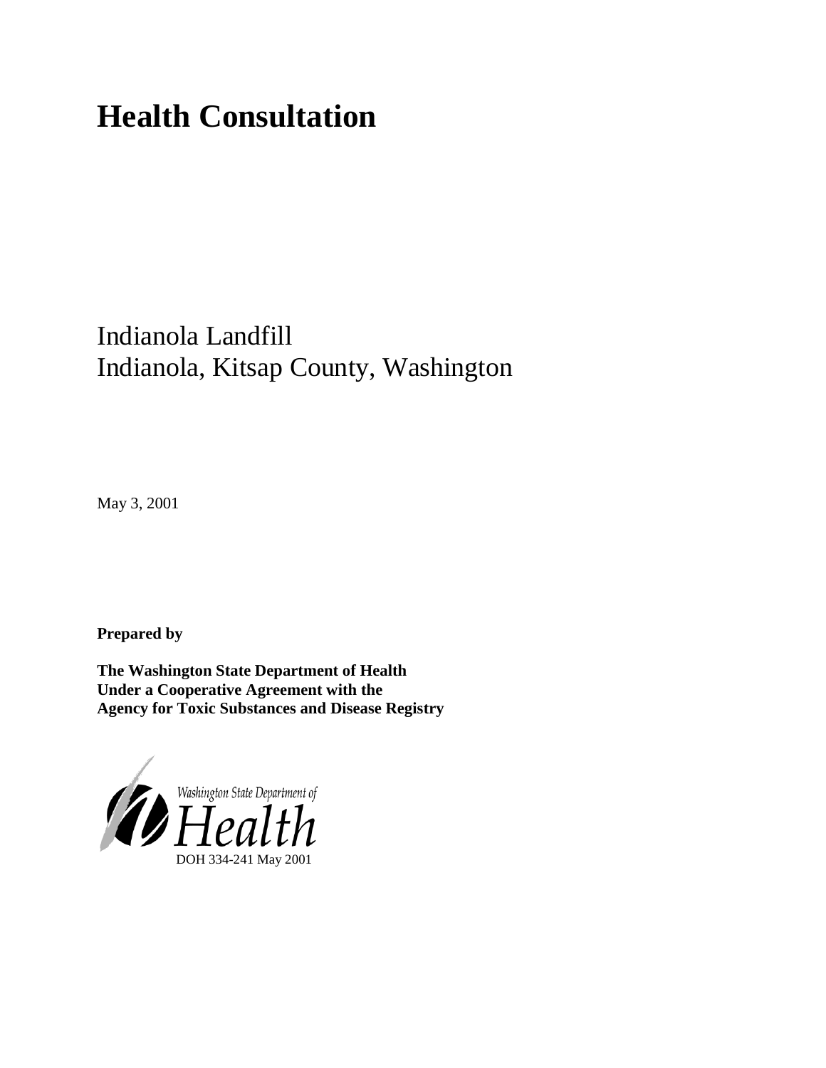# Health Consultation

Indianola Landfill
Indianola, Kitsap County, Washington

May 3, 2001

**Prepared by**

**The Washington State Department of Health**
**Under a Cooperative Agreement with the**
**Agency for Toxic Substances and Disease Registry**

Washington State Department of
Health
DOH 334-241 May 2001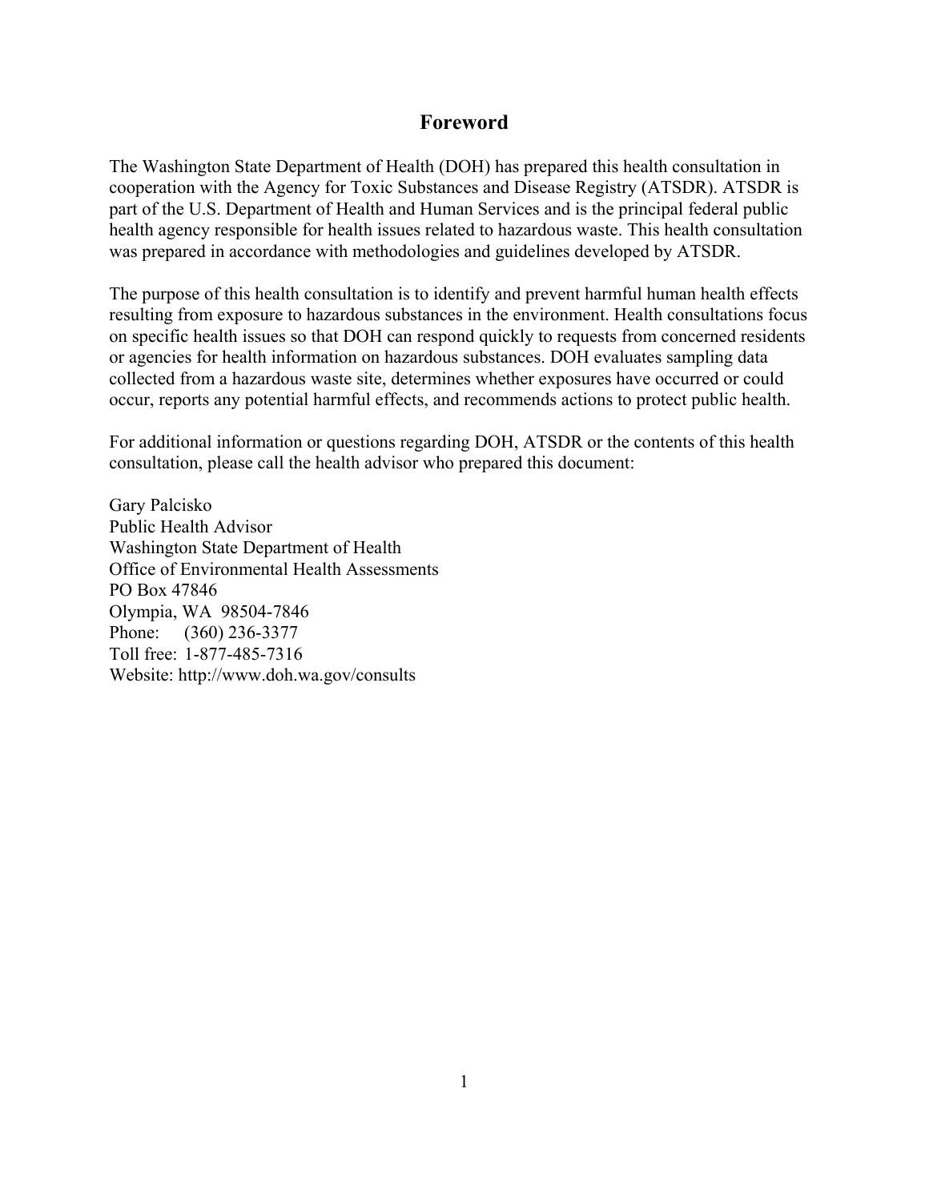## Foreword

The Washington State Department of Health (DOH) has prepared this health consultation in cooperation with the Agency for Toxic Substances and Disease Registry (ATSDR). ATSDR is part of the U.S. Department of Health and Human Services and is the principal federal public health agency responsible for health issues related to hazardous waste. This health consultation was prepared in accordance with methodologies and guidelines developed by ATSDR.

The purpose of this health consultation is to identify and prevent harmful human health effects resulting from exposure to hazardous substances in the environment. Health consultations focus on specific health issues so that DOH can respond quickly to requests from concerned residents or agencies for health information on hazardous substances. DOH evaluates sampling data collected from a hazardous waste site, determines whether exposures have occurred or could occur, reports any potential harmful effects, and recommends actions to protect public health.

For additional information or questions regarding DOH, ATSDR or the contents of this health consultation, please call the health advisor who prepared this document:

Gary Palcisko
Public Health Advisor
Washington State Department of Health
Office of Environmental Health Assessments
PO Box 47846
Olympia, WA 98504-7846
Phone: (360) 236-3377
Toll free: 1-877-485-7316
Website: http://www.doh.wa.gov/consults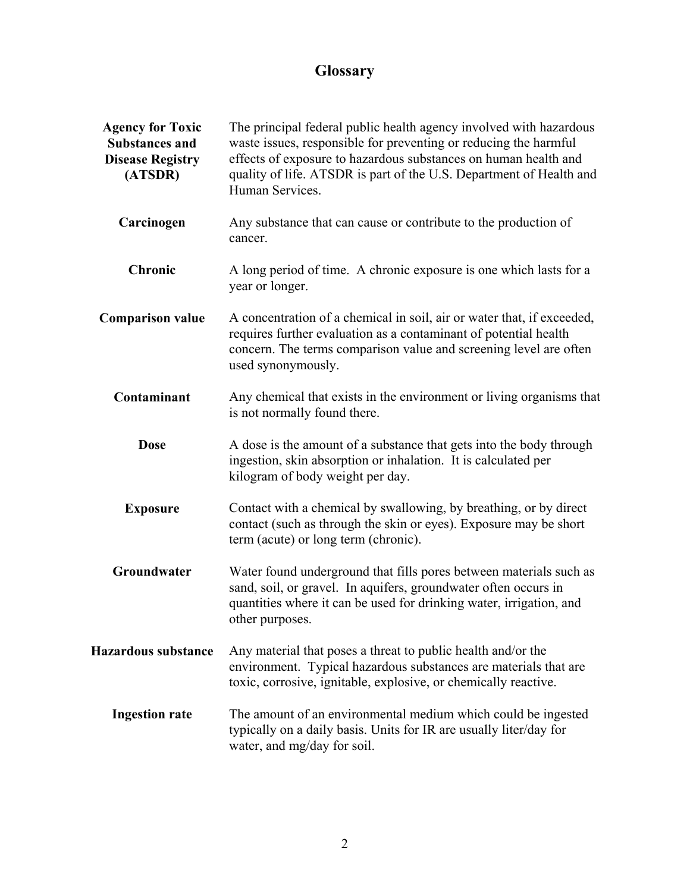# Glossary

**Agency for Toxic Substances and Disease Registry (ATSDR)**
The principal federal public health agency involved with hazardous waste issues, responsible for preventing or reducing the harmful effects of exposure to hazardous substances on human health and quality of life. ATSDR is part of the U.S. Department of Health and Human Services.

**Carcinogen**
Any substance that can cause or contribute to the production of cancer.

**Chronic**
A long period of time. A chronic exposure is one which lasts for a year or longer.

**Comparison value**
A concentration of a chemical in soil, air or water that, if exceeded, requires further evaluation as a contaminant of potential health concern. The terms comparison value and screening level are often used synonymously.

**Contaminant**
Any chemical that exists in the environment or living organisms that is not normally found there.

**Dose**
A dose is the amount of a substance that gets into the body through ingestion, skin absorption or inhalation. It is calculated per kilogram of body weight per day.

**Exposure**
Contact with a chemical by swallowing, by breathing, or by direct contact (such as through the skin or eyes). Exposure may be short term (acute) or long term (chronic).

**Groundwater**
Water found underground that fills pores between materials such as sand, soil, or gravel. In aquifers, groundwater often occurs in quantities where it can be used for drinking water, irrigation, and other purposes.

**Hazardous substance**
Any material that poses a threat to public health and/or the environment. Typical hazardous substances are materials that are toxic, corrosive, ignitable, explosive, or chemically reactive.

**Ingestion rate**
The amount of an environmental medium which could be ingested typically on a daily basis. Units for IR are usually liter/day for water, and mg/day for soil.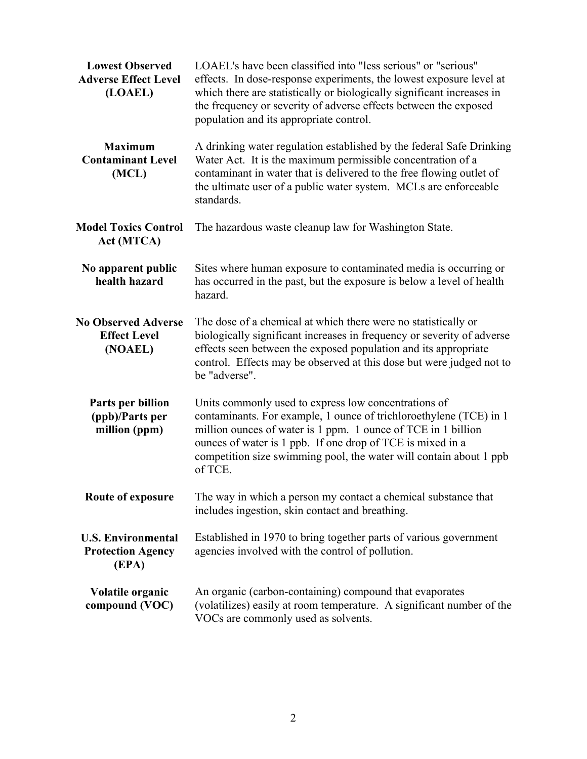| | |
|---|---|
| **Lowest Observed Adverse Effect Level (LOAEL)** | LOAEL's have been classified into "less serious" or "serious" effects. In dose-response experiments, the lowest exposure level at which there are statistically or biologically significant increases in the frequency or severity of adverse effects between the exposed population and its appropriate control. |
| **Maximum Contaminant Level (MCL)** | A drinking water regulation established by the federal Safe Drinking Water Act. It is the maximum permissible concentration of a contaminant in water that is delivered to the free flowing outlet of the ultimate user of a public water system. MCLs are enforceable standards. |
| **Model Toxics Control Act (MTCA)** | The hazardous waste cleanup law for Washington State. |
| **No apparent public health hazard** | Sites where human exposure to contaminated media is occurring or has occurred in the past, but the exposure is below a level of health hazard. |
| **No Observed Adverse Effect Level (NOAEL)** | The dose of a chemical at which there were no statistically or biologically significant increases in frequency or severity of adverse effects seen between the exposed population and its appropriate control. Effects may be observed at this dose but were judged not to be "adverse". |
| **Parts per billion (ppb)/Parts per million (ppm)** | Units commonly used to express low concentrations of contaminants. For example, 1 ounce of trichloroethylene (TCE) in 1 million ounces of water is 1 ppm. 1 ounce of TCE in 1 billion ounces of water is 1 ppb. If one drop of TCE is mixed in a competition size swimming pool, the water will contain about 1 ppb of TCE. |
| **Route of exposure** | The way in which a person my contact a chemical substance that includes ingestion, skin contact and breathing. |
| **U.S. Environmental Protection Agency (EPA)** | Established in 1970 to bring together parts of various government agencies involved with the control of pollution. |
| **Volatile organic compound (VOC)** | An organic (carbon-containing) compound that evaporates (volatilizes) easily at room temperature. A significant number of the VOCs are commonly used as solvents. |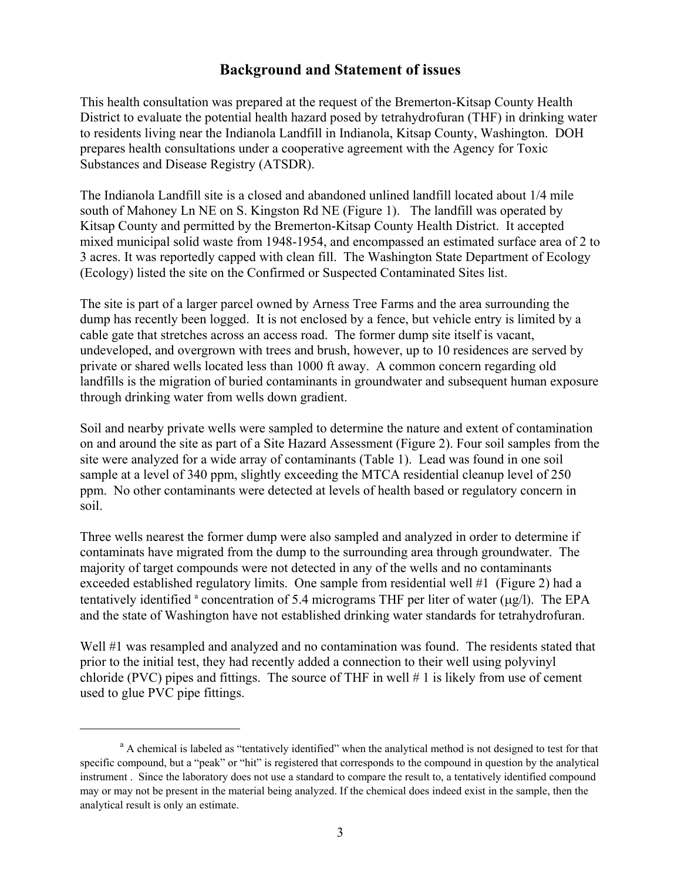## Background and Statement of issues

This health consultation was prepared at the request of the Bremerton-Kitsap County Health District to evaluate the potential health hazard posed by tetrahydrofuran (THF) in drinking water to residents living near the Indianola Landfill in Indianola, Kitsap County, Washington. DOH prepares health consultations under a cooperative agreement with the Agency for Toxic Substances and Disease Registry (ATSDR).

The Indianola Landfill site is a closed and abandoned unlined landfill located about 1/4 mile south of Mahoney Ln NE on S. Kingston Rd NE (Figure 1). The landfill was operated by Kitsap County and permitted by the Bremerton-Kitsap County Health District. It accepted mixed municipal solid waste from 1948-1954, and encompassed an estimated surface area of 2 to 3 acres. It was reportedly capped with clean fill. The Washington State Department of Ecology (Ecology) listed the site on the Confirmed or Suspected Contaminated Sites list.

The site is part of a larger parcel owned by Arness Tree Farms and the area surrounding the dump has recently been logged. It is not enclosed by a fence, but vehicle entry is limited by a cable gate that stretches across an access road. The former dump site itself is vacant, undeveloped, and overgrown with trees and brush, however, up to 10 residences are served by private or shared wells located less than 1000 ft away. A common concern regarding old landfills is the migration of buried contaminants in groundwater and subsequent human exposure through drinking water from wells down gradient.

Soil and nearby private wells were sampled to determine the nature and extent of contamination on and around the site as part of a Site Hazard Assessment (Figure 2). Four soil samples from the site were analyzed for a wide array of contaminants (Table 1). Lead was found in one soil sample at a level of 340 ppm, slightly exceeding the MTCA residential cleanup level of 250 ppm. No other contaminants were detected at levels of health based or regulatory concern in soil.

Three wells nearest the former dump were also sampled and analyzed in order to determine if contaminats have migrated from the dump to the surrounding area through groundwater. The majority of target compounds were not detected in any of the wells and no contaminants exceeded established regulatory limits. One sample from residential well #1 (Figure 2) had a tentatively identified [a] concentration of 5.4 micrograms THF per liter of water (μg/l). The EPA and the state of Washington have not established drinking water standards for tetrahydrofuran.

Well #1 was resampled and analyzed and no contamination was found. The residents stated that prior to the initial test, they had recently added a connection to their well using polyvinyl chloride (PVC) pipes and fittings. The source of THF in well # 1 is likely from use of cement used to glue PVC pipe fittings.

---

[a] A chemical is labeled as "tentatively identified" when the analytical method is not designed to test for that specific compound, but a "peak" or "hit" is registered that corresponds to the compound in question by the analytical instrument . Since the laboratory does not use a standard to compare the result to, a tentatively identified compound may or may not be present in the material being analyzed. If the chemical does indeed exist in the sample, then the analytical result is only an estimate.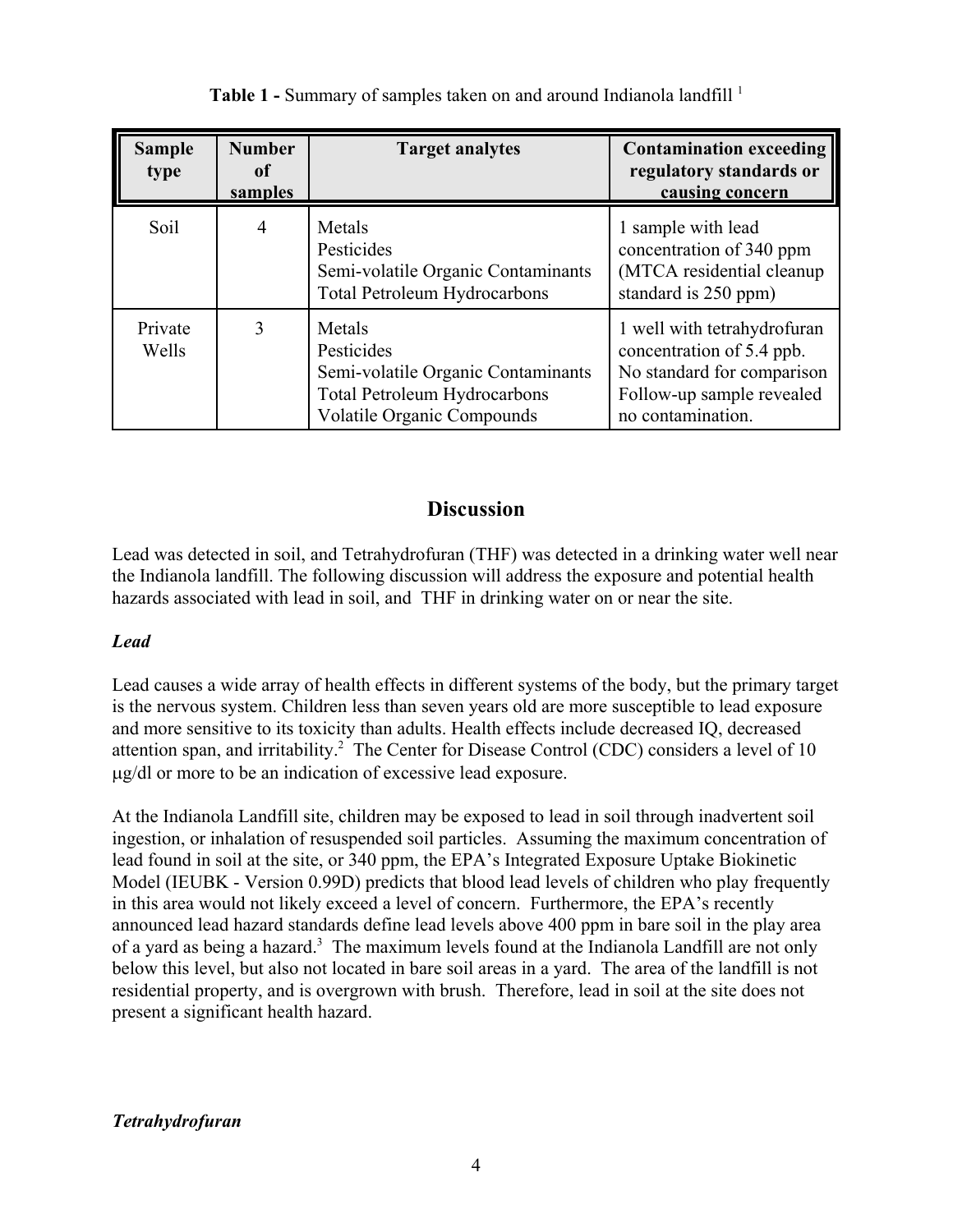**Table 1 -** Summary of samples taken on and around Indianola landfill [1]

| Sample type | Number of samples | Target analytes | Contamination exceeding regulatory standards or causing concern |
|---|---|---|---|
| Soil | 4 | Metals<br>Pesticides<br>Semi-volatile Organic Contaminants<br>Total Petroleum Hydrocarbons | 1 sample with lead concentration of 340 ppm (MTCA residential cleanup standard is 250 ppm) |
| Private Wells | 3 | Metals<br>Pesticides<br>Semi-volatile Organic Contaminants<br>Total Petroleum Hydrocarbons<br>Volatile Organic Compounds | 1 well with tetrahydrofuran concentration of 5.4 ppb. No standard for comparison Follow-up sample revealed no contamination. |

## Discussion

Lead was detected in soil, and Tetrahydrofuran (THF) was detected in a drinking water well near the Indianola landfill. The following discussion will address the exposure and potential health hazards associated with lead in soil, and THF in drinking water on or near the site.

### *Lead*

Lead causes a wide array of health effects in different systems of the body, but the primary target is the nervous system. Children less than seven years old are more susceptible to lead exposure and more sensitive to its toxicity than adults. Health effects include decreased IQ, decreased attention span, and irritability.[2] The Center for Disease Control (CDC) considers a level of 10 μg/dl or more to be an indication of excessive lead exposure.

At the Indianola Landfill site, children may be exposed to lead in soil through inadvertent soil ingestion, or inhalation of resuspended soil particles. Assuming the maximum concentration of lead found in soil at the site, or 340 ppm, the EPA's Integrated Exposure Uptake Biokinetic Model (IEUBK - Version 0.99D) predicts that blood lead levels of children who play frequently in this area would not likely exceed a level of concern. Furthermore, the EPA's recently announced lead hazard standards define lead levels above 400 ppm in bare soil in the play area of a yard as being a hazard.[3] The maximum levels found at the Indianola Landfill are not only below this level, but also not located in bare soil areas in a yard. The area of the landfill is not residential property, and is overgrown with brush. Therefore, lead in soil at the site does not present a significant health hazard.

### *Tetrahydrofuran*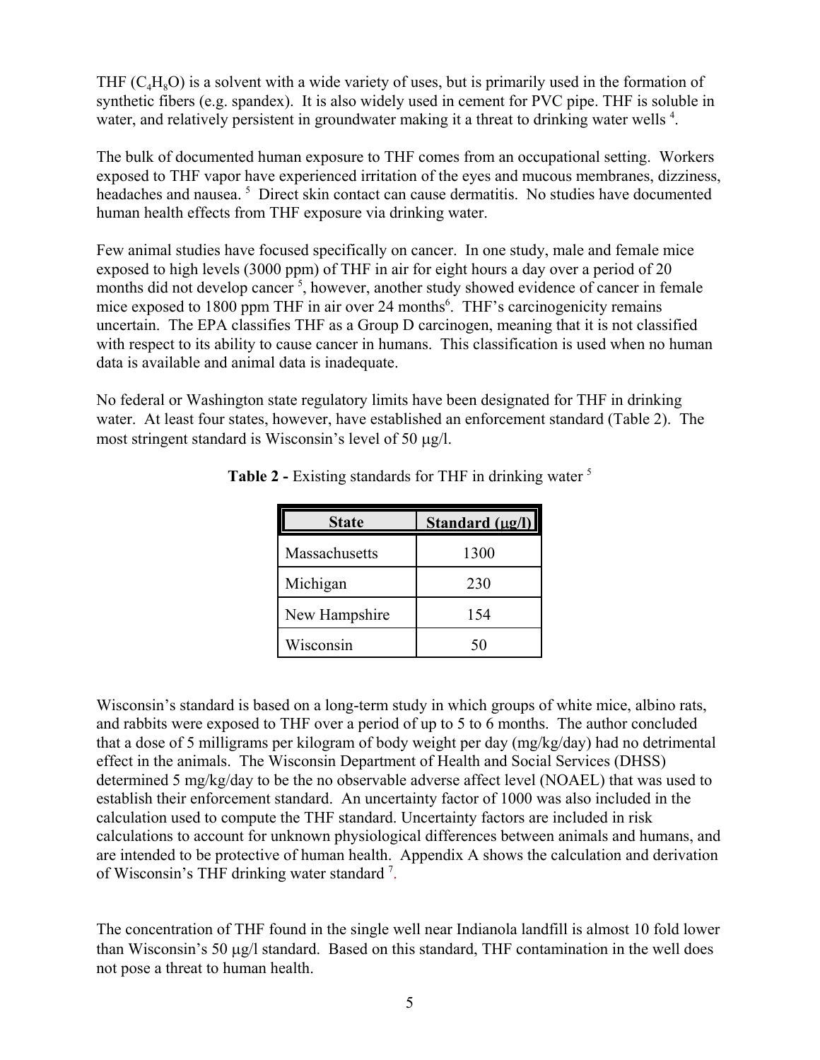THF ($C_4H_8O$) is a solvent with a wide variety of uses, but is primarily used in the formation of synthetic fibers (e.g. spandex). It is also widely used in cement for PVC pipe. THF is soluble in water, and relatively persistent in groundwater making it a threat to drinking water wells [4].

The bulk of documented human exposure to THF comes from an occupational setting. Workers exposed to THF vapor have experienced irritation of the eyes and mucous membranes, dizziness, headaches and nausea. [5] Direct skin contact can cause dermatitis. No studies have documented human health effects from THF exposure via drinking water.

Few animal studies have focused specifically on cancer. In one study, male and female mice exposed to high levels (3000 ppm) of THF in air for eight hours a day over a period of 20 months did not develop cancer [5], however, another study showed evidence of cancer in female mice exposed to 1800 ppm THF in air over 24 months[6]. THF's carcinogenicity remains uncertain. The EPA classifies THF as a Group D carcinogen, meaning that it is not classified with respect to its ability to cause cancer in humans. This classification is used when no human data is available and animal data is inadequate.

No federal or Washington state regulatory limits have been designated for THF in drinking water. At least four states, however, have established an enforcement standard (Table 2). The most stringent standard is Wisconsin's level of 50 μg/l.

**Table 2 -** Existing standards for THF in drinking water [5]

| State | Standard (μg/l) |
|---|---|
| Massachusetts | 1300 |
| Michigan | 230 |
| New Hampshire | 154 |
| Wisconsin | 50 |

Wisconsin's standard is based on a long-term study in which groups of white mice, albino rats, and rabbits were exposed to THF over a period of up to 5 to 6 months. The author concluded that a dose of 5 milligrams per kilogram of body weight per day (mg/kg/day) had no detrimental effect in the animals. The Wisconsin Department of Health and Social Services (DHSS) determined 5 mg/kg/day to be the no observable adverse affect level (NOAEL) that was used to establish their enforcement standard. An uncertainty factor of 1000 was also included in the calculation used to compute the THF standard. Uncertainty factors are included in risk calculations to account for unknown physiological differences between animals and humans, and are intended to be protective of human health. Appendix A shows the calculation and derivation of Wisconsin's THF drinking water standard [7].

The concentration of THF found in the single well near Indianola landfill is almost 10 fold lower than Wisconsin's 50 μg/l standard. Based on this standard, THF contamination in the well does not pose a threat to human health.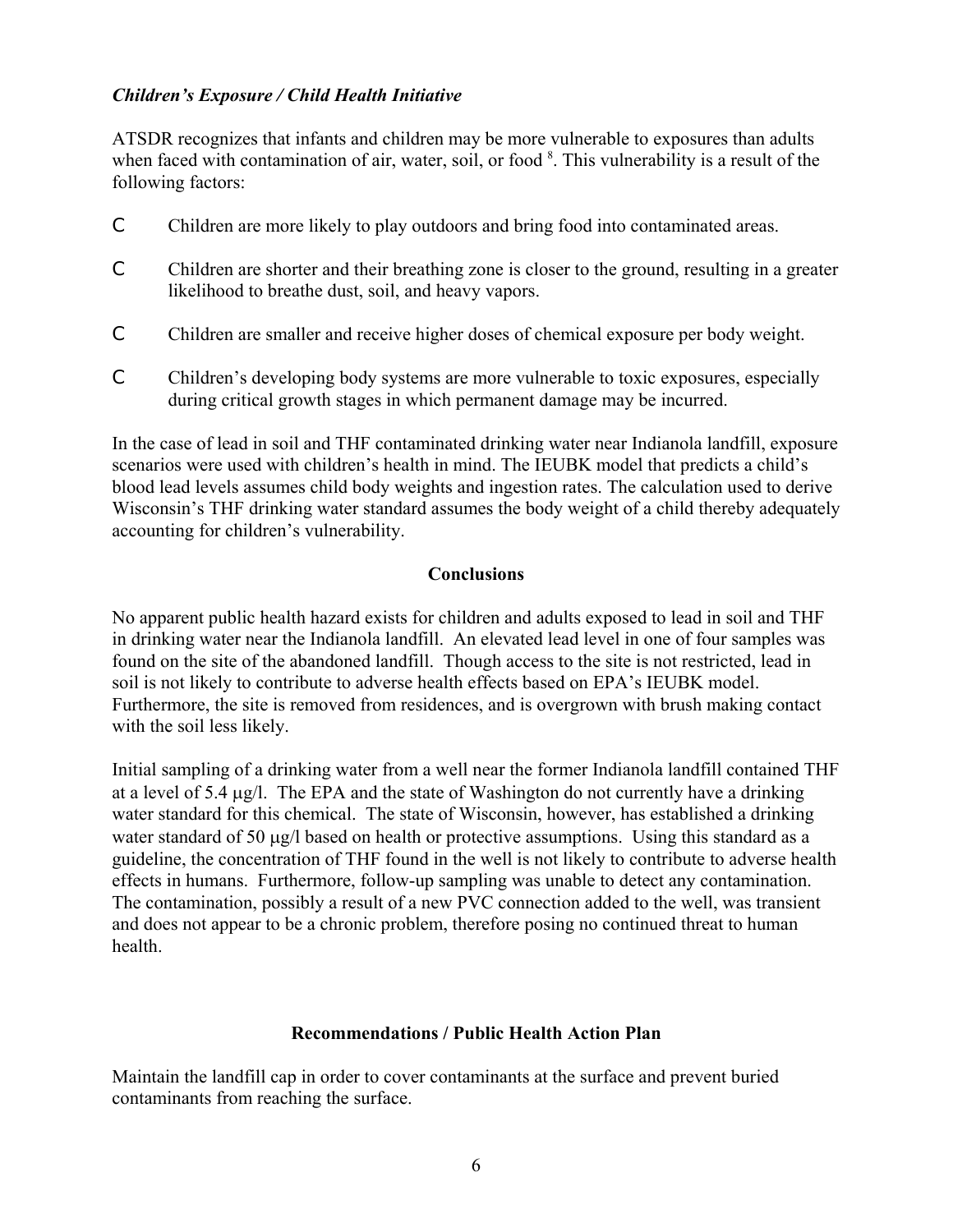***Children's Exposure / Child Health Initiative***

ATSDR recognizes that infants and children may be more vulnerable to exposures than adults when faced with contamination of air, water, soil, or food [8]. This vulnerability is a result of the following factors:

- Children are more likely to play outdoors and bring food into contaminated areas.
- Children are shorter and their breathing zone is closer to the ground, resulting in a greater likelihood to breathe dust, soil, and heavy vapors.
- Children are smaller and receive higher doses of chemical exposure per body weight.
- Children's developing body systems are more vulnerable to toxic exposures, especially during critical growth stages in which permanent damage may be incurred.

In the case of lead in soil and THF contaminated drinking water near Indianola landfill, exposure scenarios were used with children's health in mind. The IEUBK model that predicts a child's blood lead levels assumes child body weights and ingestion rates. The calculation used to derive Wisconsin's THF drinking water standard assumes the body weight of a child thereby adequately accounting for children's vulnerability.

## Conclusions

No apparent public health hazard exists for children and adults exposed to lead in soil and THF in drinking water near the Indianola landfill. An elevated lead level in one of four samples was found on the site of the abandoned landfill. Though access to the site is not restricted, lead in soil is not likely to contribute to adverse health effects based on EPA's IEUBK model. Furthermore, the site is removed from residences, and is overgrown with brush making contact with the soil less likely.

Initial sampling of a drinking water from a well near the former Indianola landfill contained THF at a level of 5.4 µg/l. The EPA and the state of Washington do not currently have a drinking water standard for this chemical. The state of Wisconsin, however, has established a drinking water standard of 50 µg/l based on health or protective assumptions. Using this standard as a guideline, the concentration of THF found in the well is not likely to contribute to adverse health effects in humans. Furthermore, follow-up sampling was unable to detect any contamination. The contamination, possibly a result of a new PVC connection added to the well, was transient and does not appear to be a chronic problem, therefore posing no continued threat to human health.

## Recommendations / Public Health Action Plan

Maintain the landfill cap in order to cover contaminants at the surface and prevent buried contaminants from reaching the surface.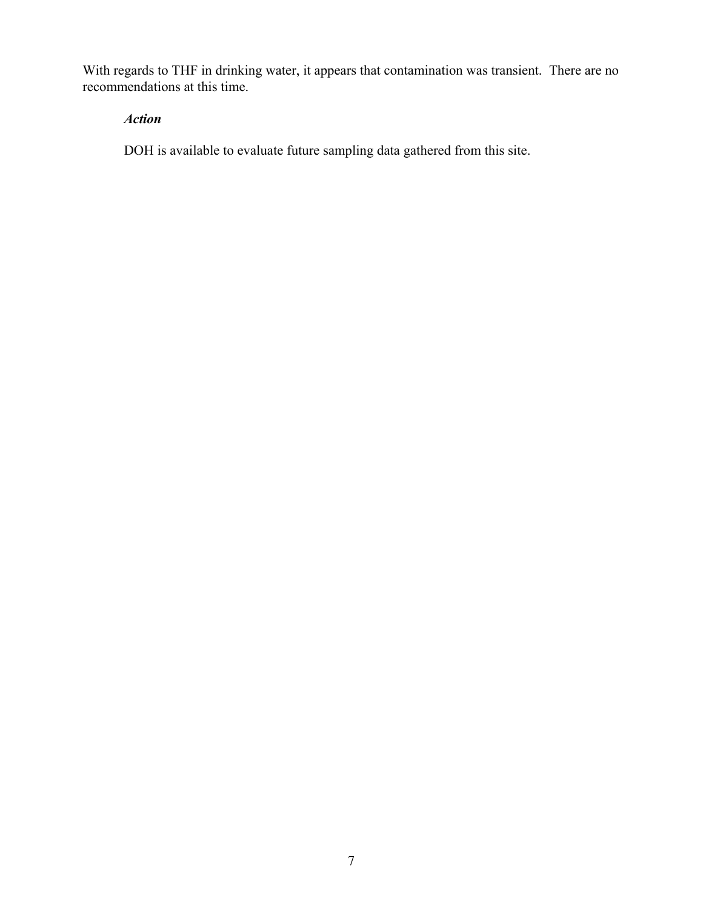With regards to THF in drinking water, it appears that contamination was transient. There are no recommendations at this time.

### *Action*

DOH is available to evaluate future sampling data gathered from this site.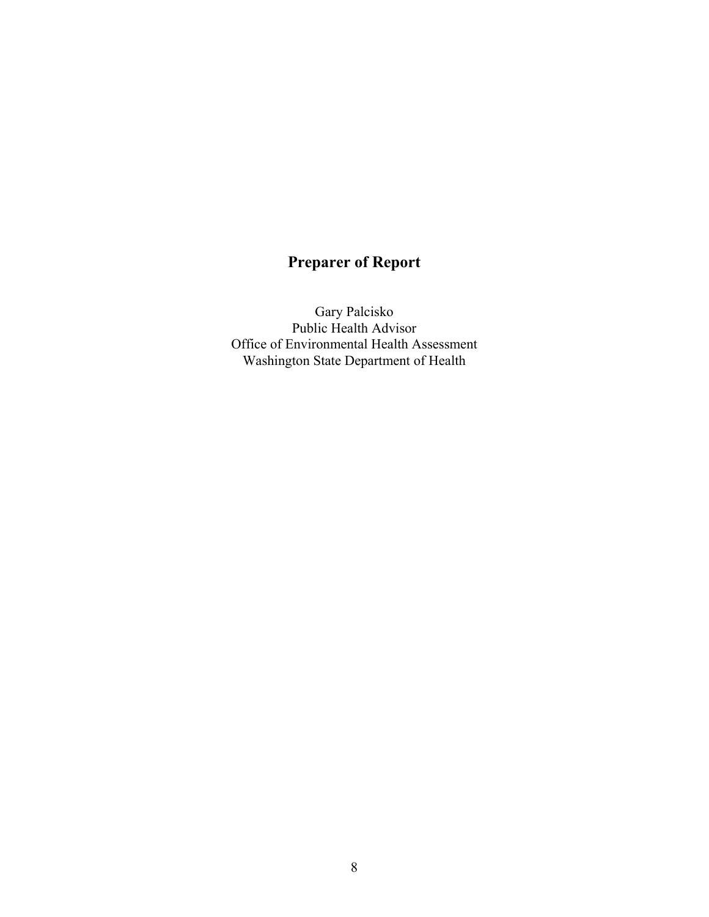## Preparer of Report

Gary Palcisko
Public Health Advisor
Office of Environmental Health Assessment
Washington State Department of Health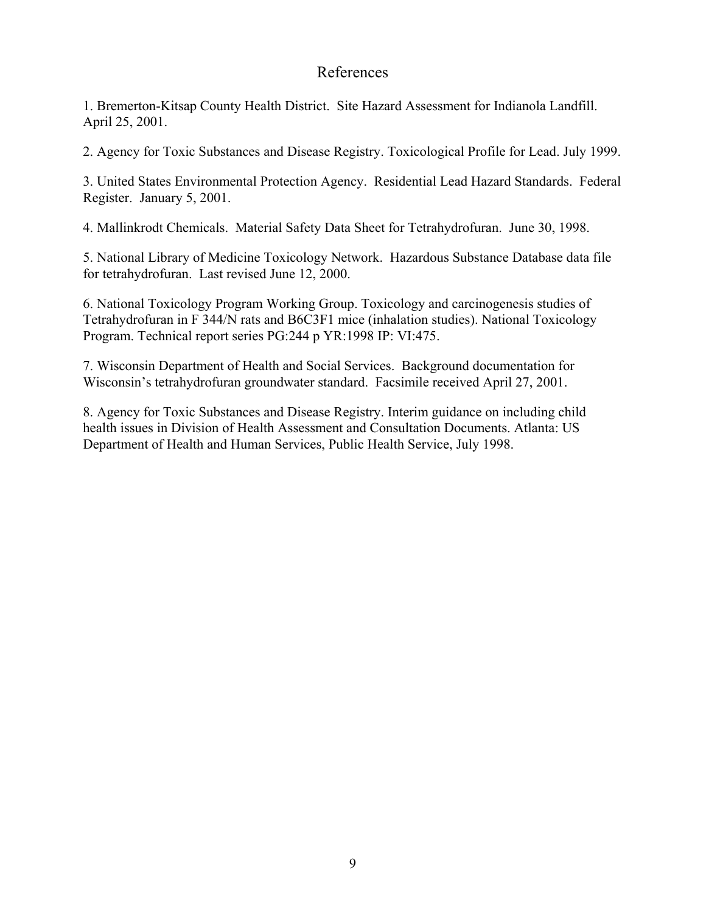# References

1. Bremerton-Kitsap County Health District. Site Hazard Assessment for Indianola Landfill. April 25, 2001.

2. Agency for Toxic Substances and Disease Registry. Toxicological Profile for Lead. July 1999.

3. United States Environmental Protection Agency. Residential Lead Hazard Standards. Federal Register. January 5, 2001.

4. Mallinkrodt Chemicals. Material Safety Data Sheet for Tetrahydrofuran. June 30, 1998.

5. National Library of Medicine Toxicology Network. Hazardous Substance Database data file for tetrahydrofuran. Last revised June 12, 2000.

6. National Toxicology Program Working Group. Toxicology and carcinogenesis studies of Tetrahydrofuran in F 344/N rats and B6C3F1 mice (inhalation studies). National Toxicology Program. Technical report series PG:244 p YR:1998 IP: VI:475.

7. Wisconsin Department of Health and Social Services. Background documentation for Wisconsin's tetrahydrofuran groundwater standard. Facsimile received April 27, 2001.

8. Agency for Toxic Substances and Disease Registry. Interim guidance on including child health issues in Division of Health Assessment and Consultation Documents. Atlanta: US Department of Health and Human Services, Public Health Service, July 1998.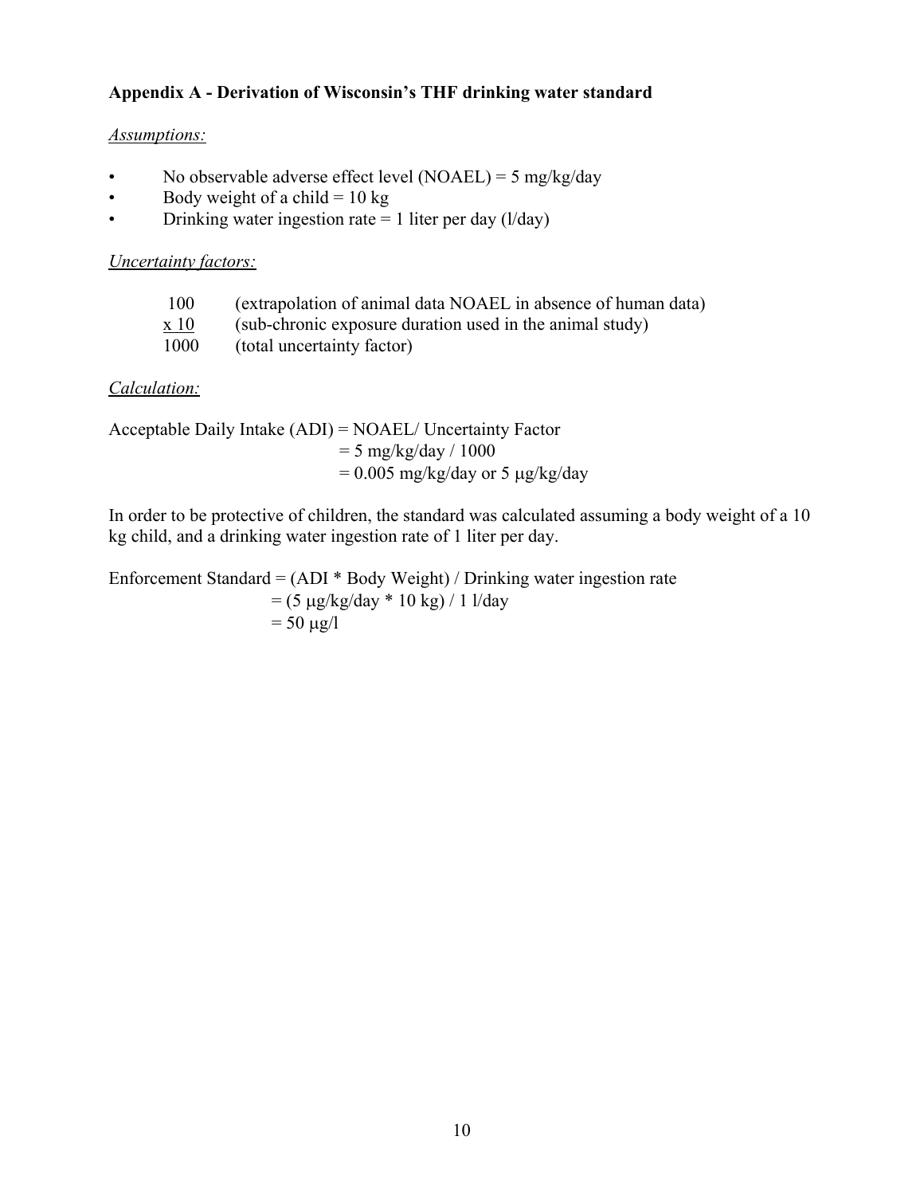### Appendix A - Derivation of Wisconsin's THF drinking water standard

*Assumptions:*

- No observable adverse effect level (NOAEL) = 5 mg/kg/day
- Body weight of a child = 10 kg
- Drinking water ingestion rate = 1 liter per day (l/day)

*Uncertainty factors:*

| | |
|---|---|
| 100 | (extrapolation of animal data NOAEL in absence of human data) |
| x 10 | (sub-chronic exposure duration used in the animal study) |
| 1000 | (total uncertainty factor) |

*Calculation:*

Acceptable Daily Intake (ADI) = NOAEL/ Uncertainty Factor
= 5 mg/kg/day / 1000
= 0.005 mg/kg/day or 5 μg/kg/day

In order to be protective of children, the standard was calculated assuming a body weight of a 10 kg child, and a drinking water ingestion rate of 1 liter per day.

Enforcement Standard = (ADI * Body Weight) / Drinking water ingestion rate
= (5 μg/kg/day * 10 kg) / 1 l/day
= 50 μg/l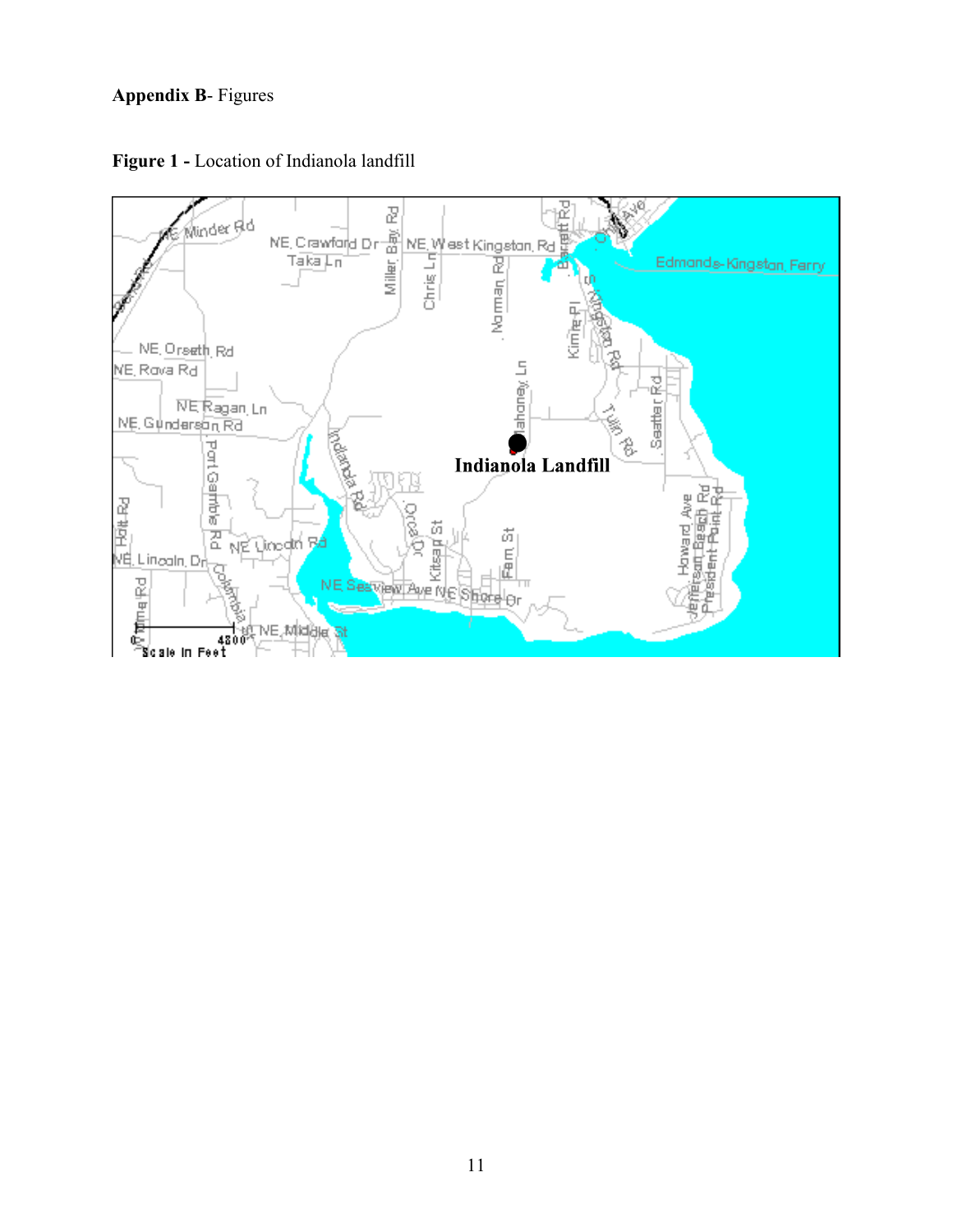**Appendix B**- Figures

**Figure 1 -** Location of Indianola landfill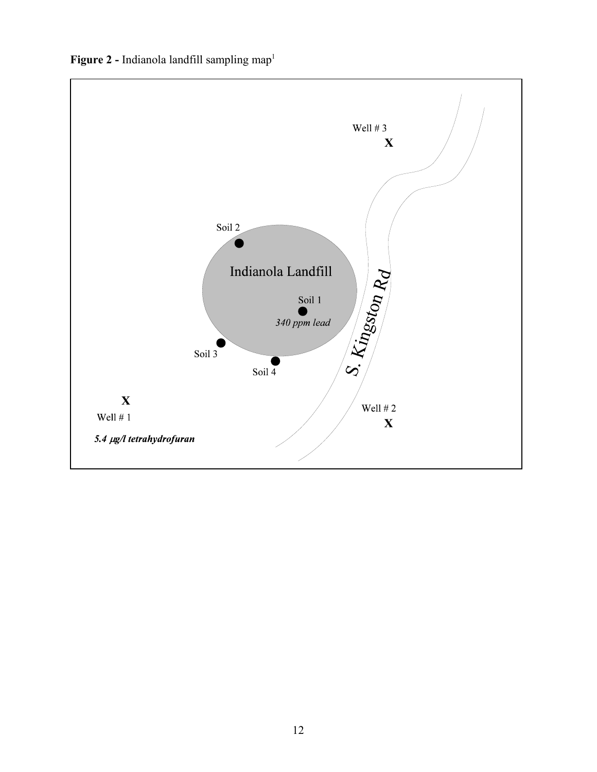**Figure 2 -** Indianola landfill sampling map[1]

Well # 3

X

Soil 2

Indianola Landfill

Soil 1

*340 ppm lead*

S. Kingston Rd

Soil 3

Soil 4

X

Well # 1

***5.4 μg/l tetrahydrofuran***

Well # 2

X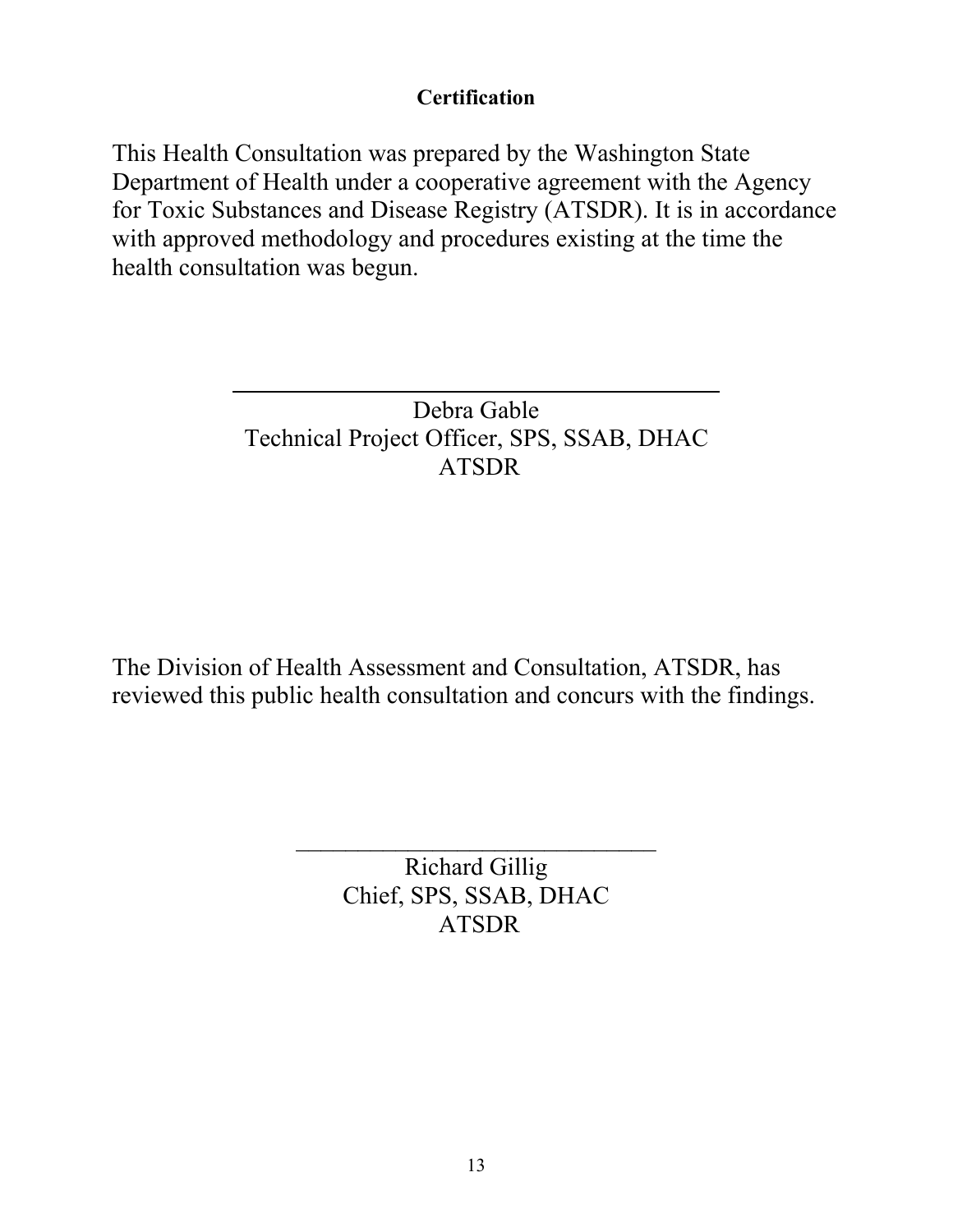**Certification**

This Health Consultation was prepared by the Washington State Department of Health under a cooperative agreement with the Agency for Toxic Substances and Disease Registry (ATSDR). It is in accordance with approved methodology and procedures existing at the time the health consultation was begun.

Debra Gable
Technical Project Officer, SPS, SSAB, DHAC
ATSDR

The Division of Health Assessment and Consultation, ATSDR, has reviewed this public health consultation and concurs with the findings.

Richard Gillig
Chief, SPS, SSAB, DHAC
ATSDR